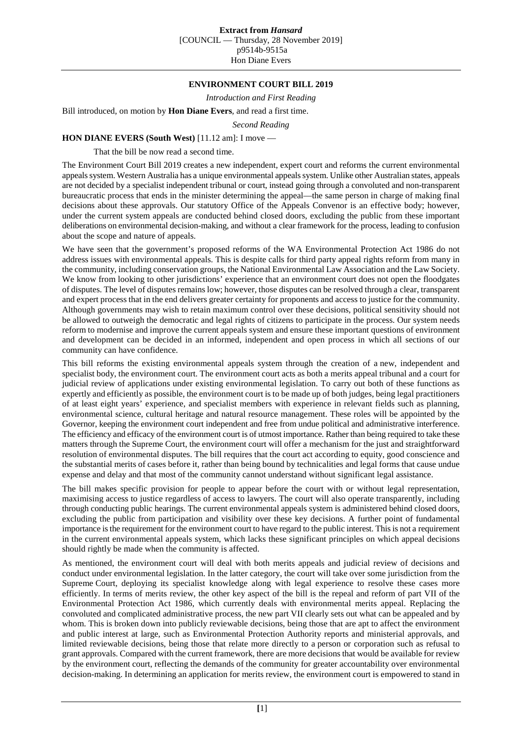## ENVIRONMENT COURT BILL 2019

*Introduction and First Reading*

Bill introduced, on motion by **Hon Diane Evers**, and read a first time.

*Second Reading*

**HON DIANE EVERS (South West)** [11.12 am]: I move —

That the bill be now read a second time.

The Environment Court Bill 2019 creates a new independent, expert court and reforms the current environmental appeals system. Western Australia has a unique environmental appeals system. Unlike other Australian states, appeals are not decided by a specialist independent tribunal or court, instead going through a convoluted and non-transparent bureaucratic process that ends in the minister determining the appeal—the same person in charge of making final decisions about these approvals. Our statutory Office of the Appeals Convenor is an effective body; however, under the current system appeals are conducted behind closed doors, excluding the public from these important deliberations on environmental decision-making, and without a clear framework for the process, leading to confusion about the scope and nature of appeals.

We have seen that the government's proposed reforms of the WA Environmental Protection Act 1986 do not address issues with environmental appeals. This is despite calls for third party appeal rights reform from many in the community, including conservation groups, the National Environmental Law Association and the Law Society. We know from looking to other jurisdictions' experience that an environment court does not open the floodgates of disputes. The level of disputes remains low; however, those disputes can be resolved through a clear, transparent and expert process that in the end delivers greater certainty for proponents and access to justice for the community. Although governments may wish to retain maximum control over these decisions, political sensitivity should not be allowed to outweigh the democratic and legal rights of citizens to participate in the process. Our system needs reform to modernise and improve the current appeals system and ensure these important questions of environment and development can be decided in an informed, independent and open process in which all sections of our community can have confidence.

This bill reforms the existing environmental appeals system through the creation of a new, independent and specialist body, the environment court. The environment court acts as both a merits appeal tribunal and a court for judicial review of applications under existing environmental legislation. To carry out both of these functions as expertly and efficiently as possible, the environment court is to be made up of both judges, being legal practitioners of at least eight years' experience, and specialist members with experience in relevant fields such as planning, environmental science, cultural heritage and natural resource management. These roles will be appointed by the Governor, keeping the environment court independent and free from undue political and administrative interference. The efficiency and efficacy of the environment court is of utmost importance. Rather than being required to take these matters through the Supreme Court, the environment court will offer a mechanism for the just and straightforward resolution of environmental disputes. The bill requires that the court act according to equity, good conscience and the substantial merits of cases before it, rather than being bound by technicalities and legal forms that cause undue expense and delay and that most of the community cannot understand without significant legal assistance.

The bill makes specific provision for people to appear before the court with or without legal representation, maximising access to justice regardless of access to lawyers. The court will also operate transparently, including through conducting public hearings. The current environmental appeals system is administered behind closed doors, excluding the public from participation and visibility over these key decisions. A further point of fundamental importance is the requirement for the environment court to have regard to the public interest. This is not a requirement in the current environmental appeals system, which lacks these significant principles on which appeal decisions should rightly be made when the community is affected.

As mentioned, the environment court will deal with both merits appeals and judicial review of decisions and conduct under environmental legislation. In the latter category, the court will take over some jurisdiction from the Supreme Court, deploying its specialist knowledge along with legal experience to resolve these cases more efficiently. In terms of merits review, the other key aspect of the bill is the repeal and reform of part VII of the Environmental Protection Act 1986, which currently deals with environmental merits appeal. Replacing the convoluted and complicated administrative process, the new part VII clearly sets out what can be appealed and by whom. This is broken down into publicly reviewable decisions, being those that are apt to affect the environment and public interest at large, such as Environmental Protection Authority reports and ministerial approvals, and limited reviewable decisions, being those that relate more directly to a person or corporation such as refusal to grant approvals. Compared with the current framework, there are more decisions that would be available for review by the environment court, reflecting the demands of the community for greater accountability over environmental decision-making. In determining an application for merits review, the environment court is empowered to stand in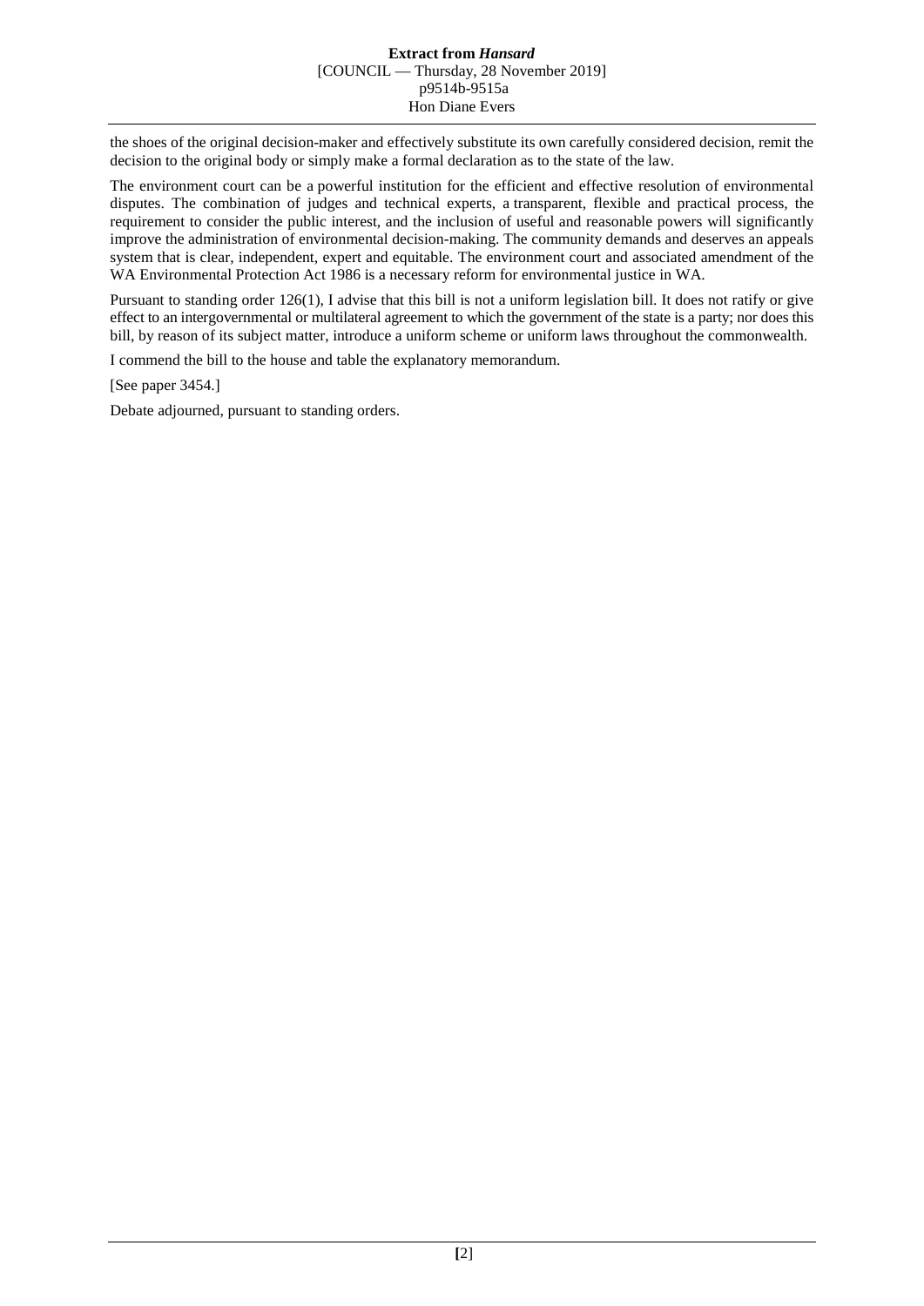the shoes of the original decision-maker and effectively substitute its own carefully considered decision, remit the decision to the original body or simply make a formal declaration as to the state of the law.

The environment court can be a powerful institution for the efficient and effective resolution of environmental disputes. The combination of judges and technical experts, a transparent, flexible and practical process, the requirement to consider the public interest, and the inclusion of useful and reasonable powers will significantly improve the administration of environmental decision-making. The community demands and deserves an appeals system that is clear, independent, expert and equitable. The environment court and associated amendment of the WA Environmental Protection Act 1986 is a necessary reform for environmental justice in WA.

Pursuant to standing order 126(1), I advise that this bill is not a uniform legislation bill. It does not ratify or give effect to an intergovernmental or multilateral agreement to which the government of the state is a party; nor does this bill, by reason of its subject matter, introduce a uniform scheme or uniform laws throughout the commonwealth.

I commend the bill to the house and table the explanatory memorandum.

[See paper 3454.]

Debate adjourned, pursuant to standing orders.